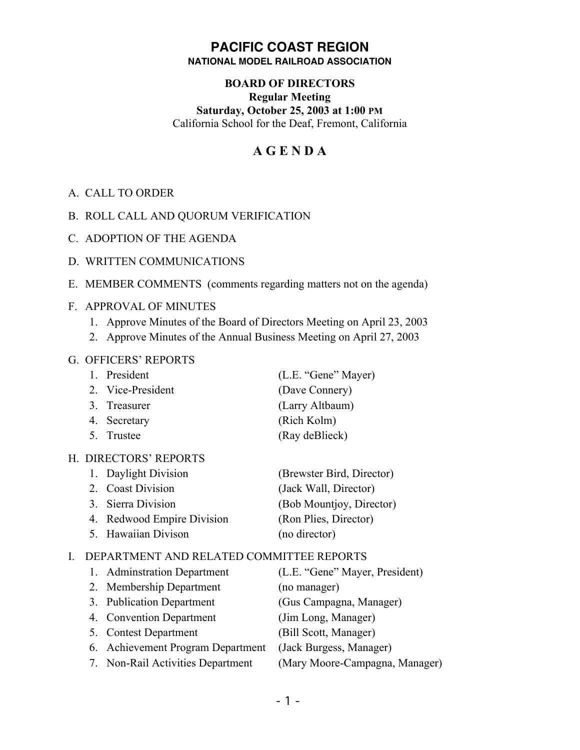# PACIFIC COAST REGION

**NATIONAL MODEL RAILROAD ASSOCIATION**

**BOARD OF DIRECTORS**
**Regular Meeting**
**Saturday, October 25, 2003 at 1:00 PM**
California School for the Deaf, Fremont, California

## A G E N D A

A. CALL TO ORDER

B. ROLL CALL AND QUORUM VERIFICATION

C. ADOPTION OF THE AGENDA

D. WRITTEN COMMUNICATIONS

E. MEMBER COMMENTS (comments regarding matters not on the agenda)

F. APPROVAL OF MINUTES
1. Approve Minutes of the Board of Directors Meeting on April 23, 2003
2. Approve Minutes of the Annual Business Meeting on April 27, 2003

G. OFFICERS' REPORTS
1. President (L.E. "Gene" Mayer)
2. Vice-President (Dave Connery)
3. Treasurer (Larry Altbaum)
4. Secretary (Rich Kolm)
5. Trustee (Ray deBlieck)

H. DIRECTORS' REPORTS
1. Daylight Division (Brewster Bird, Director)
2. Coast Division (Jack Wall, Director)
3. Sierra Division (Bob Mountjoy, Director)
4. Redwood Empire Division (Ron Plies, Director)
5. Hawaiian Divison (no director)

I. DEPARTMENT AND RELATED COMMITTEE REPORTS
1. Adminstration Department (L.E. "Gene" Mayer, President)
2. Membership Department (no manager)
3. Publication Department (Gus Campagna, Manager)
4. Convention Department (Jim Long, Manager)
5. Contest Department (Bill Scott, Manager)
6. Achievement Program Department (Jack Burgess, Manager)
7. Non-Rail Activities Department (Mary Moore-Campagna, Manager)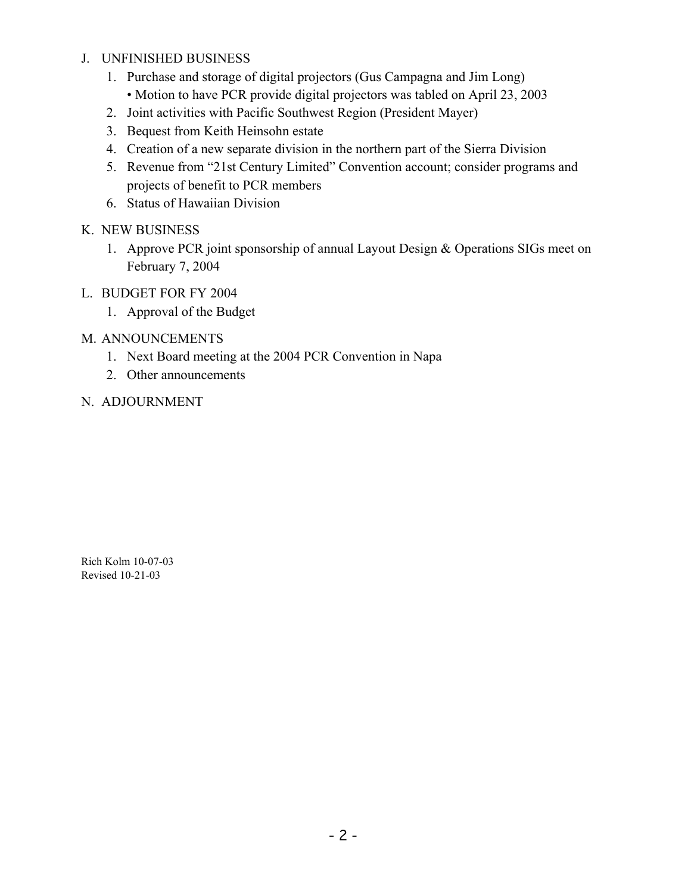J. UNFINISHED BUSINESS

1. Purchase and storage of digital projectors (Gus Campagna and Jim Long)
   - Motion to have PCR provide digital projectors was tabled on April 23, 2003
2. Joint activities with Pacific Southwest Region (President Mayer)
3. Bequest from Keith Heinsohn estate
4. Creation of a new separate division in the northern part of the Sierra Division
5. Revenue from "21st Century Limited" Convention account; consider programs and projects of benefit to PCR members
6. Status of Hawaiian Division

K. NEW BUSINESS

1. Approve PCR joint sponsorship of annual Layout Design & Operations SIGs meet on February 7, 2004

L. BUDGET FOR FY 2004

1. Approval of the Budget

M. ANNOUNCEMENTS

1. Next Board meeting at the 2004 PCR Convention in Napa
2. Other announcements

N. ADJOURNMENT

Rich Kolm 10-07-03
Revised 10-21-03